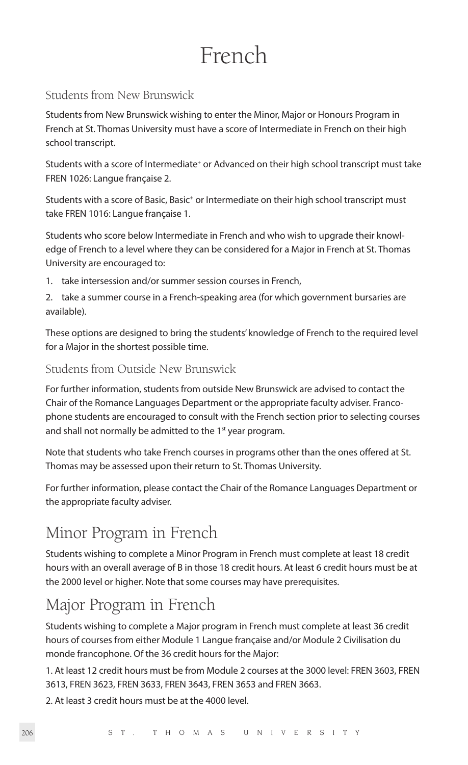# French

## Students from New Brunswick

Students from New Brunswick wishing to enter the Minor, Major or Honours Program in French at St. Thomas University must have a score of Intermediate in French on their high school transcript.

Students with a score of Intermediate+ or Advanced on their high school transcript must take FREN 1026: Langue française 2.

Students with a score of Basic, Basic+ or Intermediate on their high school transcript must take FREN 1016: Langue française 1.

Students who score below Intermediate in French and who wish to upgrade their knowledge of French to a level where they can be considered for a Major in French at St. Thomas University are encouraged to:

1. take intersession and/or summer session courses in French,
2. take a summer course in a French-speaking area (for which government bursaries are available).

These options are designed to bring the students' knowledge of French to the required level for a Major in the shortest possible time.

## Students from Outside New Brunswick

For further information, students from outside New Brunswick are advised to contact the Chair of the Romance Languages Department or the appropriate faculty adviser. Francophone students are encouraged to consult with the French section prior to selecting courses and shall not normally be admitted to the 1st year program.

Note that students who take French courses in programs other than the ones offered at St. Thomas may be assessed upon their return to St. Thomas University.

For further information, please contact the Chair of the Romance Languages Department or the appropriate faculty adviser.

# Minor Program in French

Students wishing to complete a Minor Program in French must complete at least 18 credit hours with an overall average of B in those 18 credit hours. At least 6 credit hours must be at the 2000 level or higher. Note that some courses may have prerequisites.

# Major Program in French

Students wishing to complete a Major program in French must complete at least 36 credit hours of courses from either Module 1 Langue française and/or Module 2 Civilisation du monde francophone. Of the 36 credit hours for the Major:

1. At least 12 credit hours must be from Module 2 courses at the 3000 level: FREN 3603, FREN 3613, FREN 3623, FREN 3633, FREN 3643, FREN 3653 and FREN 3663.
2. At least 3 credit hours must be at the 4000 level.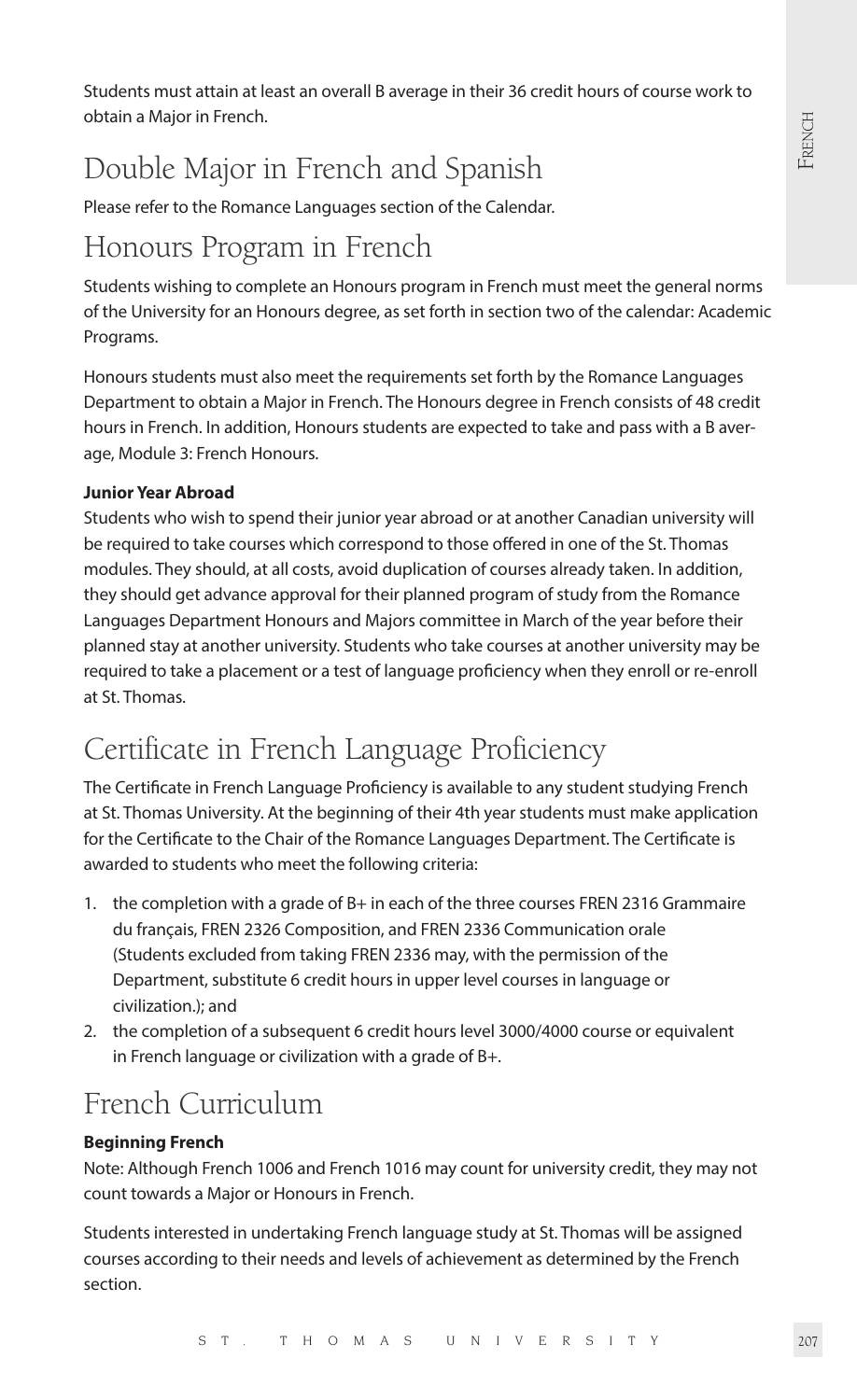Students must attain at least an overall B average in their 36 credit hours of course work to obtain a Major in French.

## Double Major in French and Spanish

Please refer to the Romance Languages section of the Calendar.

## Honours Program in French

Students wishing to complete an Honours program in French must meet the general norms of the University for an Honours degree, as set forth in section two of the calendar: Academic Programs.

Honours students must also meet the requirements set forth by the Romance Languages Department to obtain a Major in French. The Honours degree in French consists of 48 credit hours in French. In addition, Honours students are expected to take and pass with a B average, Module 3: French Honours.

**Junior Year Abroad**

Students who wish to spend their junior year abroad or at another Canadian university will be required to take courses which correspond to those offered in one of the St. Thomas modules. They should, at all costs, avoid duplication of courses already taken. In addition, they should get advance approval for their planned program of study from the Romance Languages Department Honours and Majors committee in March of the year before their planned stay at another university. Students who take courses at another university may be required to take a placement or a test of language proficiency when they enroll or re-enroll at St. Thomas.

## Certificate in French Language Proficiency

The Certificate in French Language Proficiency is available to any student studying French at St. Thomas University. At the beginning of their 4th year students must make application for the Certificate to the Chair of the Romance Languages Department. The Certificate is awarded to students who meet the following criteria:

1. the completion with a grade of B+ in each of the three courses FREN 2316 Grammaire du français, FREN 2326 Composition, and FREN 2336 Communication orale (Students excluded from taking FREN 2336 may, with the permission of the Department, substitute 6 credit hours in upper level courses in language or civilization.); and
2. the completion of a subsequent 6 credit hours level 3000/4000 course or equivalent in French language or civilization with a grade of B+.

## French Curriculum

**Beginning French**

Note: Although French 1006 and French 1016 may count for university credit, they may not count towards a Major or Honours in French.

Students interested in undertaking French language study at St. Thomas will be assigned courses according to their needs and levels of achievement as determined by the French section.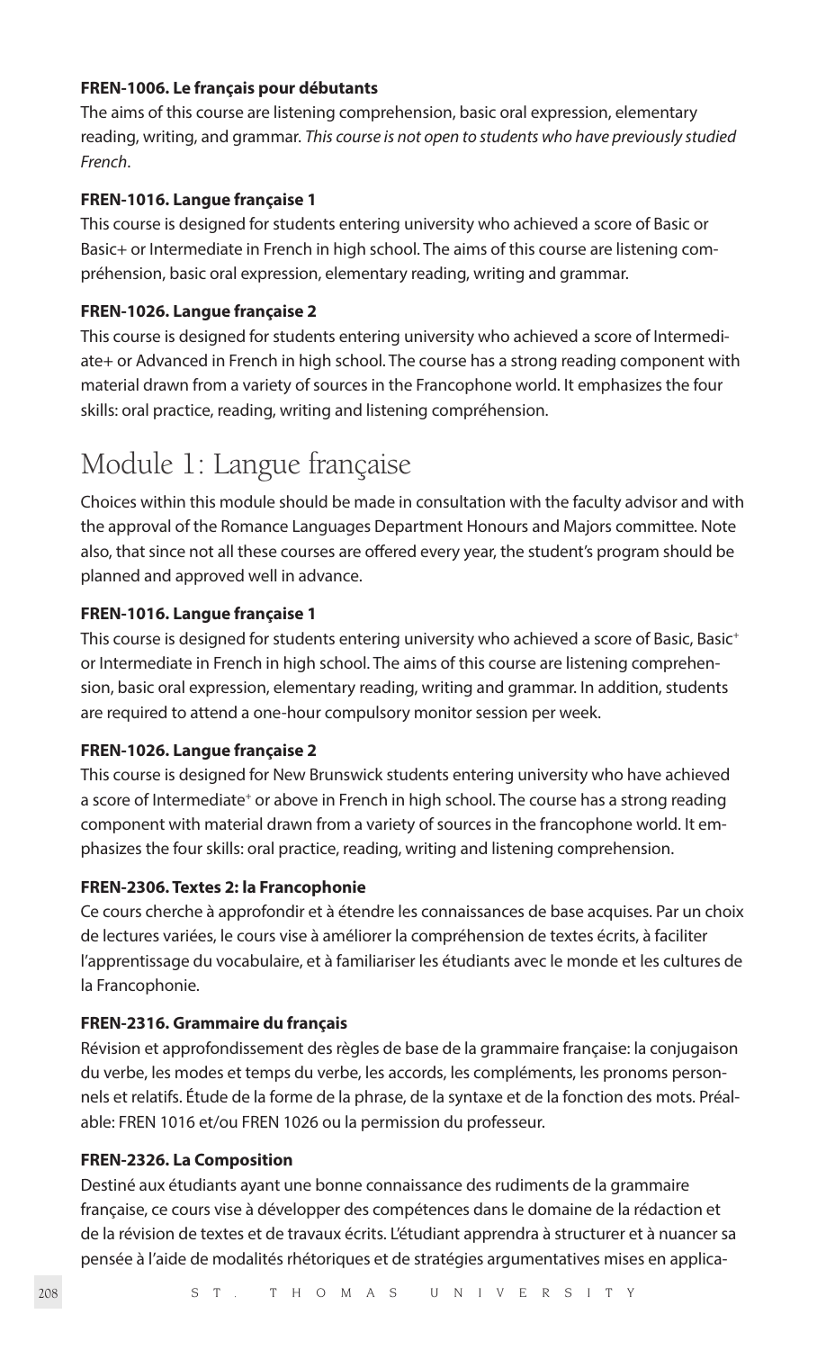**FREN-1006. Le français pour débutants**

The aims of this course are listening comprehension, basic oral expression, elementary reading, writing, and grammar. *This course is not open to students who have previously studied French*.

**FREN-1016. Langue française 1**

This course is designed for students entering university who achieved a score of Basic or Basic+ or Intermediate in French in high school. The aims of this course are listening compréhension, basic oral expression, elementary reading, writing and grammar.

**FREN-1026. Langue française 2**

This course is designed for students entering university who achieved a score of Intermediate+ or Advanced in French in high school. The course has a strong reading component with material drawn from a variety of sources in the Francophone world. It emphasizes the four skills: oral practice, reading, writing and listening compréhension.

# Module 1: Langue française

Choices within this module should be made in consultation with the faculty advisor and with the approval of the Romance Languages Department Honours and Majors committee. Note also, that since not all these courses are offered every year, the student's program should be planned and approved well in advance.

**FREN-1016. Langue française 1**

This course is designed for students entering university who achieved a score of Basic, Basic+ or Intermediate in French in high school. The aims of this course are listening comprehension, basic oral expression, elementary reading, writing and grammar. In addition, students are required to attend a one-hour compulsory monitor session per week.

**FREN-1026. Langue française 2**

This course is designed for New Brunswick students entering university who have achieved a score of Intermediate+ or above in French in high school. The course has a strong reading component with material drawn from a variety of sources in the francophone world. It emphasizes the four skills: oral practice, reading, writing and listening comprehension.

**FREN-2306. Textes 2: la Francophonie**

Ce cours cherche à approfondir et à étendre les connaissances de base acquises. Par un choix de lectures variées, le cours vise à améliorer la compréhension de textes écrits, à faciliter l'apprentissage du vocabulaire, et à familiariser les étudiants avec le monde et les cultures de la Francophonie.

**FREN-2316. Grammaire du français**

Révision et approfondissement des règles de base de la grammaire française: la conjugaison du verbe, les modes et temps du verbe, les accords, les compléments, les pronoms personnels et relatifs. Étude de la forme de la phrase, de la syntaxe et de la fonction des mots. Préalable: FREN 1016 et/ou FREN 1026 ou la permission du professeur.

**FREN-2326. La Composition**

Destiné aux étudiants ayant une bonne connaissance des rudiments de la grammaire française, ce cours vise à développer des compétences dans le domaine de la rédaction et de la révision de textes et de travaux écrits. L'étudiant apprendra à structurer et à nuancer sa pensée à l'aide de modalités rhétoriques et de stratégies argumentatives mises en applica-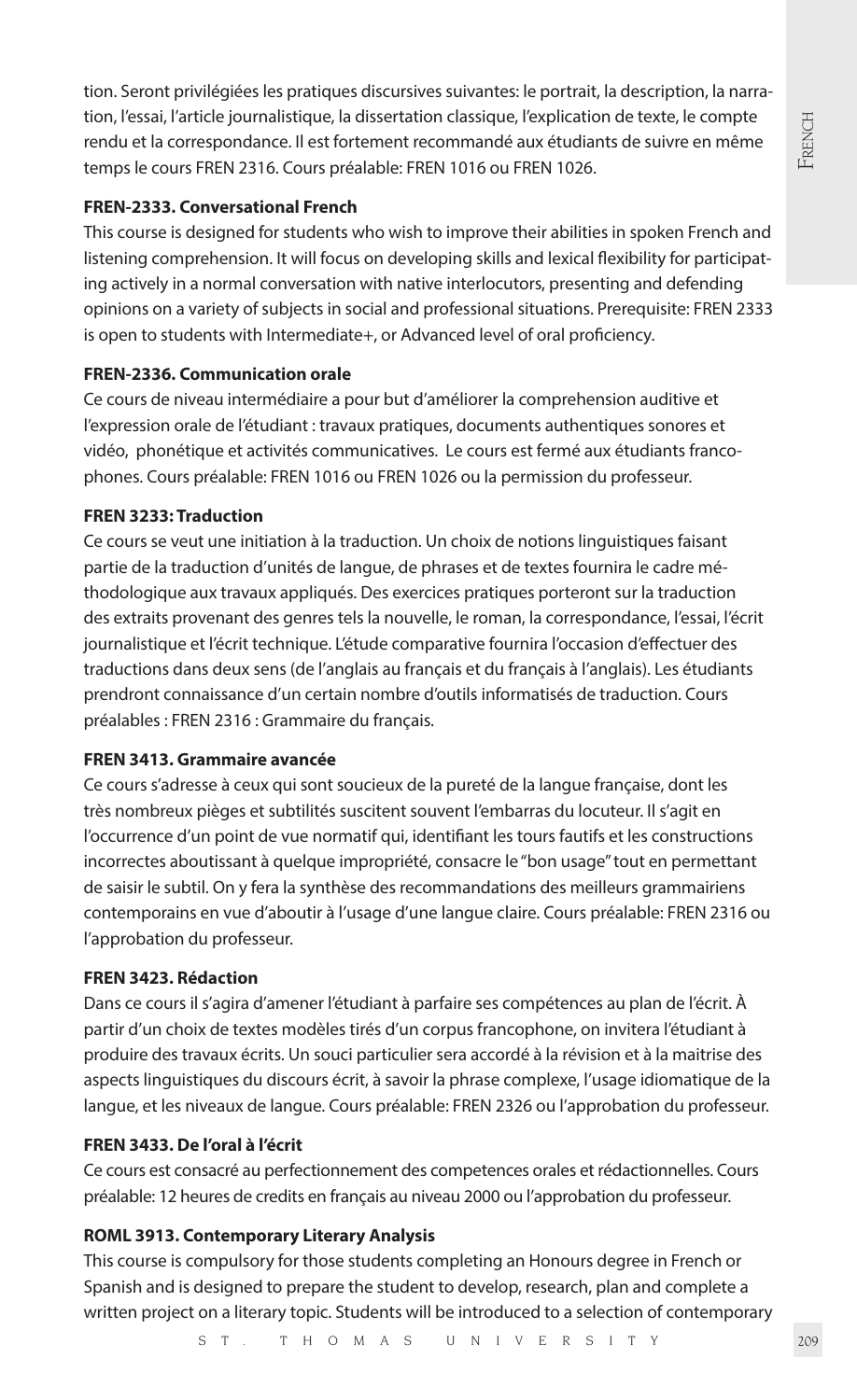tion. Seront privilégiées les pratiques discursives suivantes: le portrait, la description, la narration, l'essai, l'article journalistique, la dissertation classique, l'explication de texte, le compte rendu et la correspondance. Il est fortement recommandé aux étudiants de suivre en même temps le cours FREN 2316. Cours préalable: FREN 1016 ou FREN 1026.

**FREN-2333. Conversational French**

This course is designed for students who wish to improve their abilities in spoken French and listening comprehension. It will focus on developing skills and lexical flexibility for participating actively in a normal conversation with native interlocutors, presenting and defending opinions on a variety of subjects in social and professional situations. Prerequisite: FREN 2333 is open to students with Intermediate+, or Advanced level of oral proficiency.

**FREN-2336. Communication orale**

Ce cours de niveau intermédiaire a pour but d'améliorer la comprehension auditive et l'expression orale de l'étudiant : travaux pratiques, documents authentiques sonores et vidéo, phonétique et activités communicatives. Le cours est fermé aux étudiants francophones. Cours préalable: FREN 1016 ou FREN 1026 ou la permission du professeur.

**FREN 3233: Traduction**

Ce cours se veut une initiation à la traduction. Un choix de notions linguistiques faisant partie de la traduction d'unités de langue, de phrases et de textes fournira le cadre méthodologique aux travaux appliqués. Des exercices pratiques porteront sur la traduction des extraits provenant des genres tels la nouvelle, le roman, la correspondance, l'essai, l'écrit journalistique et l'écrit technique. L'étude comparative fournira l'occasion d'effectuer des traductions dans deux sens (de l'anglais au français et du français à l'anglais). Les étudiants prendront connaissance d'un certain nombre d'outils informatisés de traduction. Cours préalables : FREN 2316 : Grammaire du français.

**FREN 3413. Grammaire avancée**

Ce cours s'adresse à ceux qui sont soucieux de la pureté de la langue française, dont les très nombreux pièges et subtilités suscitent souvent l'embarras du locuteur. Il s'agit en l'occurrence d'un point de vue normatif qui, identifiant les tours fautifs et les constructions incorrectes aboutissant à quelque impropriété, consacre le "bon usage" tout en permettant de saisir le subtil. On y fera la synthèse des recommandations des meilleurs grammairiens contemporains en vue d'aboutir à l'usage d'une langue claire. Cours préalable: FREN 2316 ou l'approbation du professeur.

**FREN 3423. Rédaction**

Dans ce cours il s'agira d'amener l'étudiant à parfaire ses compétences au plan de l'écrit. À partir d'un choix de textes modèles tirés d'un corpus francophone, on invitera l'étudiant à produire des travaux écrits. Un souci particulier sera accordé à la révision et à la maitrise des aspects linguistiques du discours écrit, à savoir la phrase complexe, l'usage idiomatique de la langue, et les niveaux de langue. Cours préalable: FREN 2326 ou l'approbation du professeur.

**FREN 3433. De l'oral à l'écrit**

Ce cours est consacré au perfectionnement des competences orales et rédactionnelles. Cours préalable: 12 heures de credits en français au niveau 2000 ou l'approbation du professeur.

**ROML 3913. Contemporary Literary Analysis**

This course is compulsory for those students completing an Honours degree in French or Spanish and is designed to prepare the student to develop, research, plan and complete a written project on a literary topic. Students will be introduced to a selection of contemporary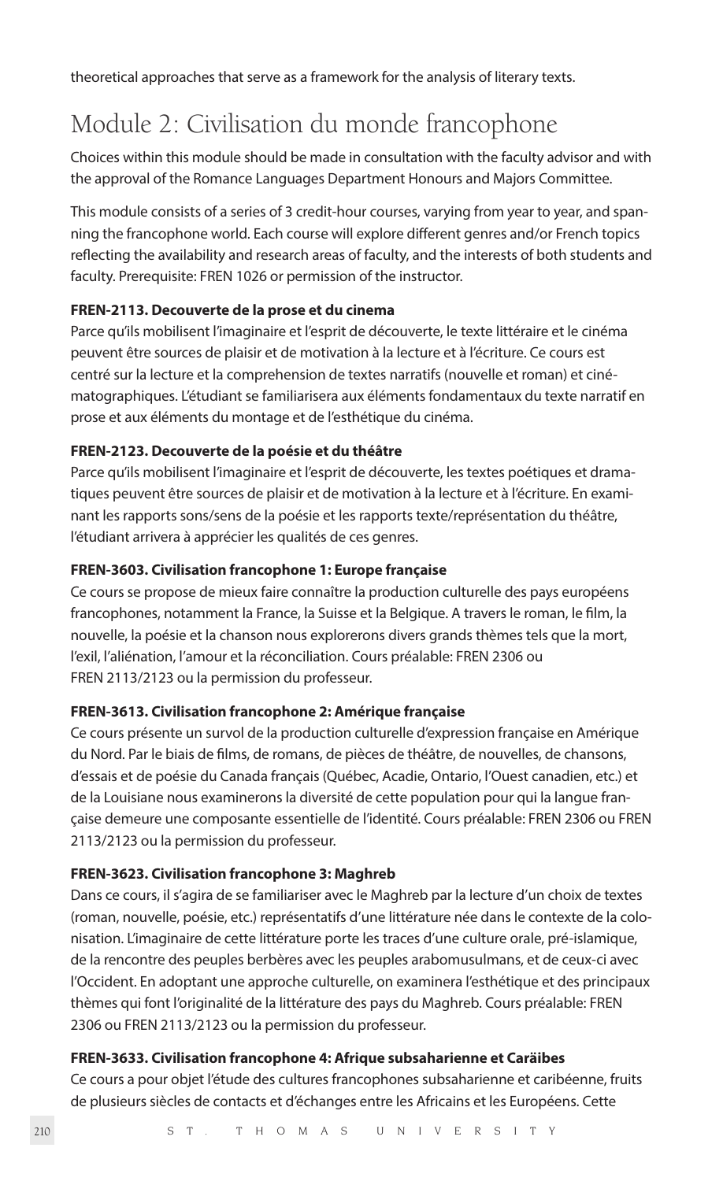theoretical approaches that serve as a framework for the analysis of literary texts.

## Module 2: Civilisation du monde francophone

Choices within this module should be made in consultation with the faculty advisor and with the approval of the Romance Languages Department Honours and Majors Committee.

This module consists of a series of 3 credit-hour courses, varying from year to year, and spanning the francophone world. Each course will explore different genres and/or French topics reflecting the availability and research areas of faculty, and the interests of both students and faculty. Prerequisite: FREN 1026 or permission of the instructor.

**FREN-2113. Decouverte de la prose et du cinema**

Parce qu'ils mobilisent l'imaginaire et l'esprit de découverte, le texte littéraire et le cinéma peuvent être sources de plaisir et de motivation à la lecture et à l'écriture. Ce cours est centré sur la lecture et la comprehension de textes narratifs (nouvelle et roman) et cinématographiques. L'étudiant se familiarisera aux éléments fondamentaux du texte narratif en prose et aux éléments du montage et de l'esthétique du cinéma.

**FREN-2123. Decouverte de la poésie et du théâtre**

Parce qu'ils mobilisent l'imaginaire et l'esprit de découverte, les textes poétiques et dramatiques peuvent être sources de plaisir et de motivation à la lecture et à l'écriture. En examinant les rapports sons/sens de la poésie et les rapports texte/représentation du théâtre, l'étudiant arrivera à apprécier les qualités de ces genres.

**FREN-3603. Civilisation francophone 1: Europe française**

Ce cours se propose de mieux faire connaître la production culturelle des pays européens francophones, notamment la France, la Suisse et la Belgique. A travers le roman, le film, la nouvelle, la poésie et la chanson nous explorerons divers grands thèmes tels que la mort, l'exil, l'aliénation, l'amour et la réconciliation. Cours préalable: FREN 2306 ou FREN 2113/2123 ou la permission du professeur.

**FREN-3613. Civilisation francophone 2: Amérique française**

Ce cours présente un survol de la production culturelle d'expression française en Amérique du Nord. Par le biais de films, de romans, de pièces de théâtre, de nouvelles, de chansons, d'essais et de poésie du Canada français (Québec, Acadie, Ontario, l'Ouest canadien, etc.) et de la Louisiane nous examinerons la diversité de cette population pour qui la langue française demeure une composante essentielle de l'identité. Cours préalable: FREN 2306 ou FREN 2113/2123 ou la permission du professeur.

**FREN-3623. Civilisation francophone 3: Maghreb**

Dans ce cours, il s'agira de se familiariser avec le Maghreb par la lecture d'un choix de textes (roman, nouvelle, poésie, etc.) représentatifs d'une littérature née dans le contexte de la colonisation. L'imaginaire de cette littérature porte les traces d'une culture orale, pré-islamique, de la rencontre des peuples berbères avec les peuples arabomusulmans, et de ceux-ci avec l'Occident. En adoptant une approche culturelle, on examinera l'esthétique et des principaux thèmes qui font l'originalité de la littérature des pays du Maghreb. Cours préalable: FREN 2306 ou FREN 2113/2123 ou la permission du professeur.

**FREN-3633. Civilisation francophone 4: Afrique subsaharienne et Caräibes**

Ce cours a pour objet l'étude des cultures francophones subsaharienne et caribéenne, fruits de plusieurs siècles de contacts et d'échanges entre les Africains et les Européens. Cette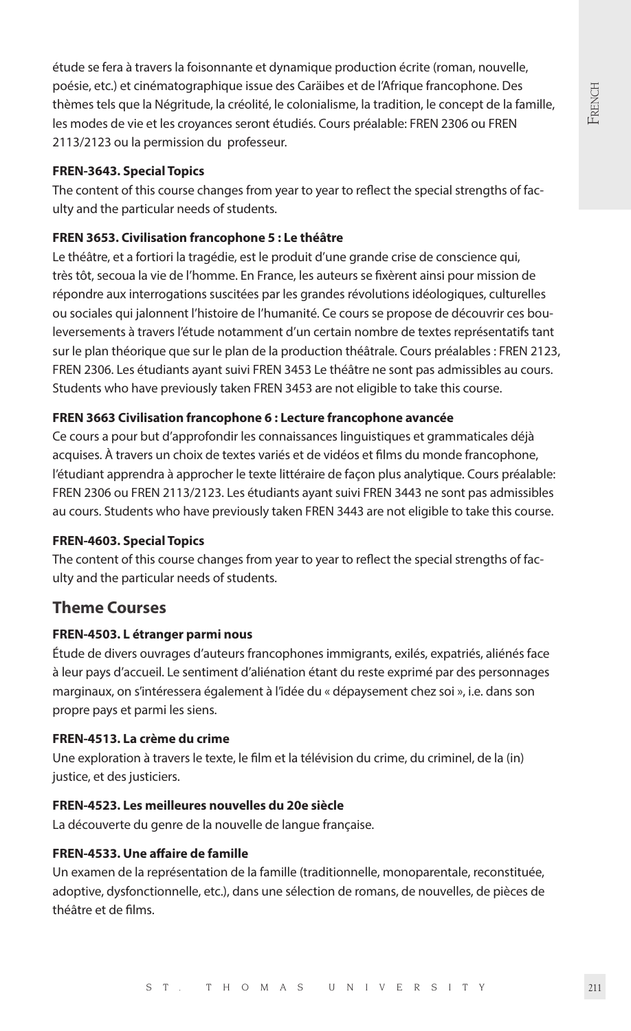étude se fera à travers la foisonnante et dynamique production écrite (roman, nouvelle, poésie, etc.) et cinématographique issue des Caraïbes et de l'Afrique francophone. Des thèmes tels que la Négritude, la créolité, le colonialisme, la tradition, le concept de la famille, les modes de vie et les croyances seront étudiés. Cours préalable: FREN 2306 ou FREN 2113/2123 ou la permission du professeur.

**FREN-3643. Special Topics**

The content of this course changes from year to year to reflect the special strengths of faculty and the particular needs of students.

**FREN 3653. Civilisation francophone 5 : Le théâtre**

Le théâtre, et a fortiori la tragédie, est le produit d'une grande crise de conscience qui, très tôt, secoua la vie de l'homme. En France, les auteurs se fixèrent ainsi pour mission de répondre aux interrogations suscitées par les grandes révolutions idéologiques, culturelles ou sociales qui jalonnent l'histoire de l'humanité. Ce cours se propose de découvrir ces bouleversements à travers l'étude notamment d'un certain nombre de textes représentatifs tant sur le plan théorique que sur le plan de la production théâtrale. Cours préalables : FREN 2123, FREN 2306. Les étudiants ayant suivi FREN 3453 Le théâtre ne sont pas admissibles au cours. Students who have previously taken FREN 3453 are not eligible to take this course.

**FREN 3663 Civilisation francophone 6 : Lecture francophone avancée**

Ce cours a pour but d'approfondir les connaissances linguistiques et grammaticales déjà acquises. À travers un choix de textes variés et de vidéos et films du monde francophone, l'étudiant apprendra à approcher le texte littéraire de façon plus analytique. Cours préalable: FREN 2306 ou FREN 2113/2123. Les étudiants ayant suivi FREN 3443 ne sont pas admissibles au cours. Students who have previously taken FREN 3443 are not eligible to take this course.

**FREN-4603. Special Topics**

The content of this course changes from year to year to reflect the special strengths of faculty and the particular needs of students.

## Theme Courses

**FREN-4503. L étranger parmi nous**

Étude de divers ouvrages d'auteurs francophones immigrants, exilés, expatriés, aliénés face à leur pays d'accueil. Le sentiment d'aliénation étant du reste exprimé par des personnages marginaux, on s'intéressera également à l'idée du « dépaysement chez soi », i.e. dans son propre pays et parmi les siens.

**FREN-4513. La crème du crime**

Une exploration à travers le texte, le film et la télévision du crime, du criminel, de la (in) justice, et des justiciers.

**FREN-4523. Les meilleures nouvelles du 20e siècle**

La découverte du genre de la nouvelle de langue française.

**FREN-4533. Une affaire de famille**

Un examen de la représentation de la famille (traditionnelle, monoparentale, reconstituée, adoptive, dysfonctionnelle, etc.), dans une sélection de romans, de nouvelles, de pièces de théâtre et de films.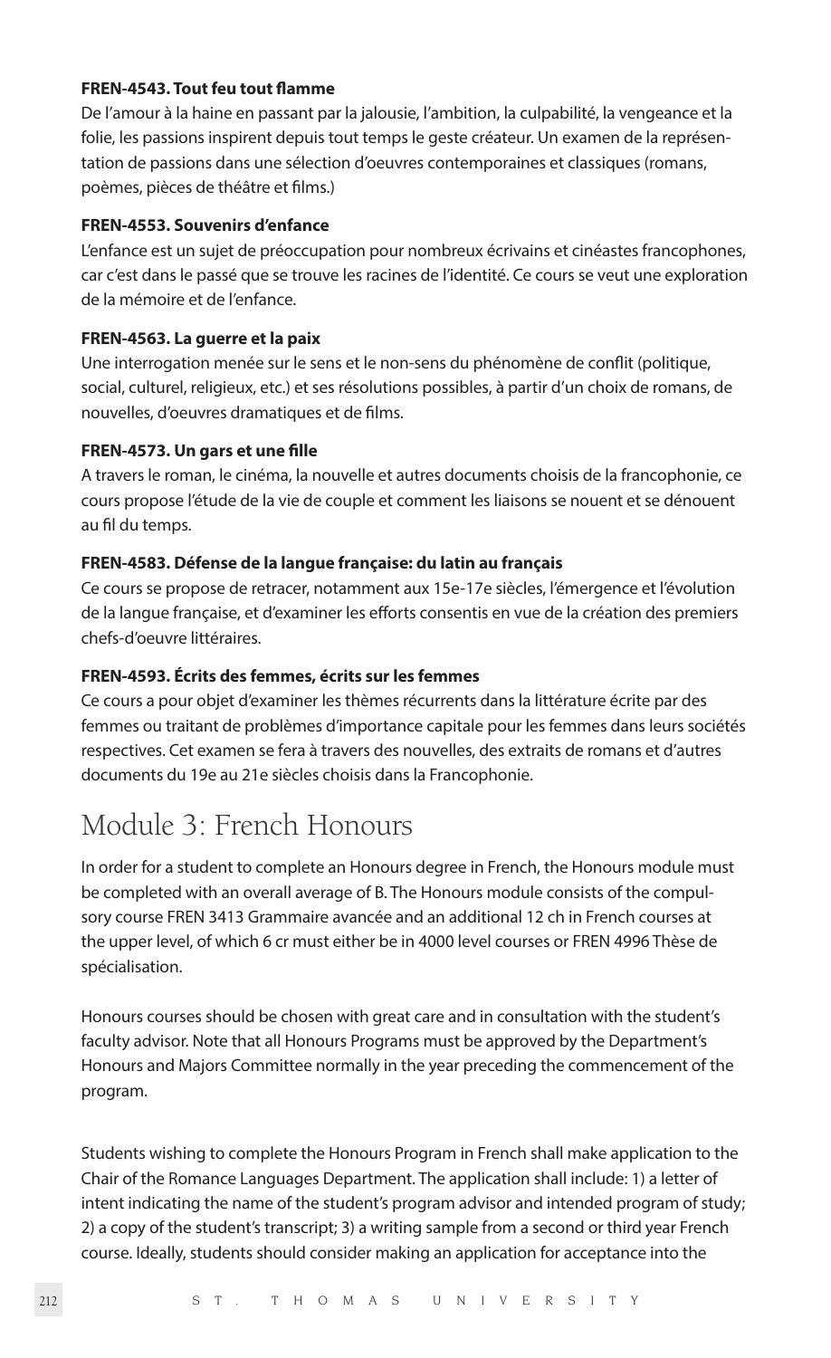**FREN-4543. Tout feu tout flamme**

De l'amour à la haine en passant par la jalousie, l'ambition, la culpabilité, la vengeance et la folie, les passions inspirent depuis tout temps le geste créateur. Un examen de la représentation de passions dans une sélection d'oeuvres contemporaines et classiques (romans, poèmes, pièces de théâtre et films.)

**FREN-4553. Souvenirs d'enfance**

L'enfance est un sujet de préoccupation pour nombreux écrivains et cinéastes francophones, car c'est dans le passé que se trouve les racines de l'identité. Ce cours se veut une exploration de la mémoire et de l'enfance.

**FREN-4563. La guerre et la paix**

Une interrogation menée sur le sens et le non-sens du phénomène de conflit (politique, social, culturel, religieux, etc.) et ses résolutions possibles, à partir d'un choix de romans, de nouvelles, d'oeuvres dramatiques et de films.

**FREN-4573. Un gars et une fille**

A travers le roman, le cinéma, la nouvelle et autres documents choisis de la francophonie, ce cours propose l'étude de la vie de couple et comment les liaisons se nouent et se dénouent au fil du temps.

**FREN-4583. Défense de la langue française: du latin au français**

Ce cours se propose de retracer, notamment aux 15e-17e siècles, l'émergence et l'évolution de la langue française, et d'examiner les efforts consentis en vue de la création des premiers chefs-d'oeuvre littéraires.

**FREN-4593. Écrits des femmes, écrits sur les femmes**

Ce cours a pour objet d'examiner les thèmes récurrents dans la littérature écrite par des femmes ou traitant de problèmes d'importance capitale pour les femmes dans leurs sociétés respectives. Cet examen se fera à travers des nouvelles, des extraits de romans et d'autres documents du 19e au 21e siècles choisis dans la Francophonie.

## Module 3: French Honours

In order for a student to complete an Honours degree in French, the Honours module must be completed with an overall average of B. The Honours module consists of the compulsory course FREN 3413 Grammaire avancée and an additional 12 ch in French courses at the upper level, of which 6 cr must either be in 4000 level courses or FREN 4996 Thèse de spécialisation.

Honours courses should be chosen with great care and in consultation with the student's faculty advisor. Note that all Honours Programs must be approved by the Department's Honours and Majors Committee normally in the year preceding the commencement of the program.

Students wishing to complete the Honours Program in French shall make application to the Chair of the Romance Languages Department. The application shall include: 1) a letter of intent indicating the name of the student's program advisor and intended program of study; 2) a copy of the student's transcript; 3) a writing sample from a second or third year French course. Ideally, students should consider making an application for acceptance into the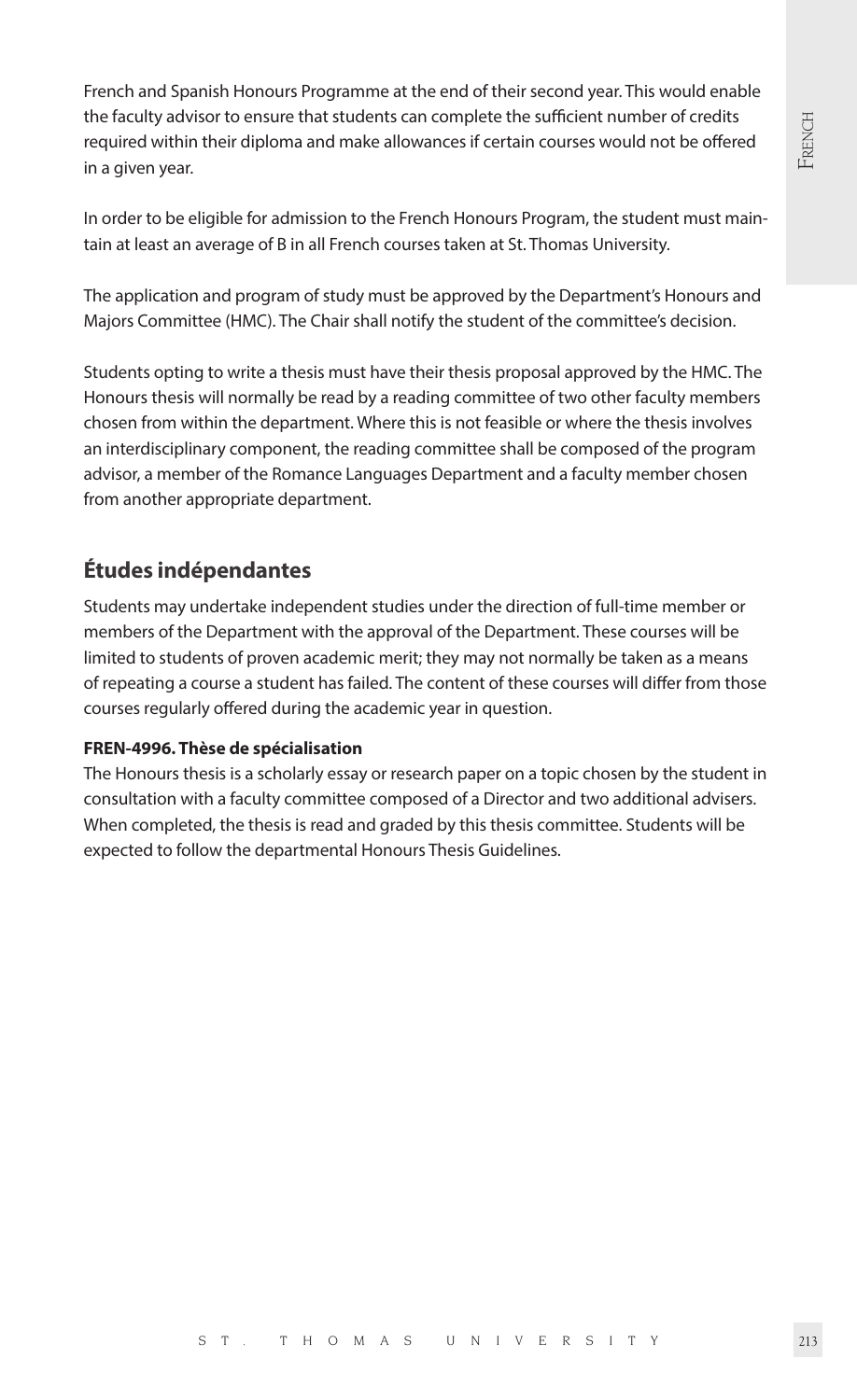French and Spanish Honours Programme at the end of their second year. This would enable the faculty advisor to ensure that students can complete the sufficient number of credits required within their diploma and make allowances if certain courses would not be offered in a given year.

In order to be eligible for admission to the French Honours Program, the student must maintain at least an average of B in all French courses taken at St. Thomas University.

The application and program of study must be approved by the Department's Honours and Majors Committee (HMC). The Chair shall notify the student of the committee's decision.

Students opting to write a thesis must have their thesis proposal approved by the HMC. The Honours thesis will normally be read by a reading committee of two other faculty members chosen from within the department. Where this is not feasible or where the thesis involves an interdisciplinary component, the reading committee shall be composed of the program advisor, a member of the Romance Languages Department and a faculty member chosen from another appropriate department.

## Études indépendantes

Students may undertake independent studies under the direction of full-time member or members of the Department with the approval of the Department. These courses will be limited to students of proven academic merit; they may not normally be taken as a means of repeating a course a student has failed. The content of these courses will differ from those courses regularly offered during the academic year in question.

**FREN-4996. Thèse de spécialisation**

The Honours thesis is a scholarly essay or research paper on a topic chosen by the student in consultation with a faculty committee composed of a Director and two additional advisers. When completed, the thesis is read and graded by this thesis committee. Students will be expected to follow the departmental Honours Thesis Guidelines.